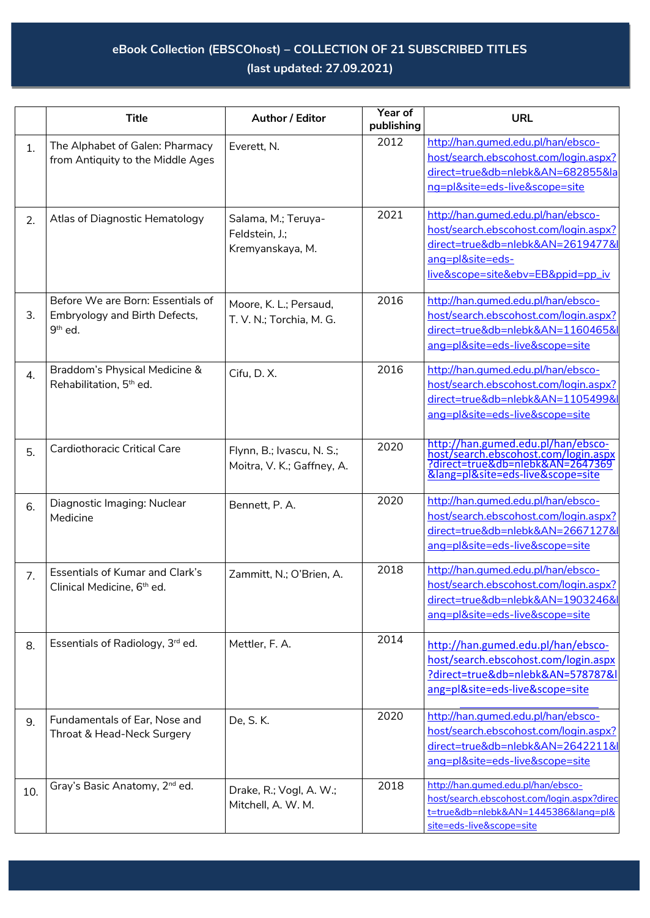# eBook Collection (EBSCOhost) – COLLECTION OF 21 SUBSCRIBED TITLES

**(last updated: 27.09.2021)**

| | Title | Author / Editor | Year of publishing | URL |
|---|---|---|---|---|
| 1. | The Alphabet of Galen: Pharmacy from Antiquity to the Middle Ages | Everett, N. | 2012 | http://han.gumed.edu.pl/han/ebsco-host/search.ebscohost.com/login.aspx?direct=true&db=nlebk&AN=682855&lang=pl&site=eds-live&scope=site |
| 2. | Atlas of Diagnostic Hematology | Salama, M.; Teruya-Feldstein, J.; Kremyanskaya, M. | 2021 | http://han.gumed.edu.pl/han/ebsco-host/search.ebscohost.com/login.aspx?direct=true&db=nlebk&AN=2619477&lang=pl&site=eds-live&scope=site&ebv=EB&ppid=pp_iv |
| 3. | Before We are Born: Essentials of Embryology and Birth Defects, 9th ed. | Moore, K. L.; Persaud, T. V. N.; Torchia, M. G. | 2016 | http://han.gumed.edu.pl/han/ebsco-host/search.ebscohost.com/login.aspx?direct=true&db=nlebk&AN=1160465&lang=pl&site=eds-live&scope=site |
| 4. | Braddom's Physical Medicine & Rehabilitation, 5th ed. | Cifu, D. X. | 2016 | http://han.gumed.edu.pl/han/ebsco-host/search.ebscohost.com/login.aspx?direct=true&db=nlebk&AN=1105499&lang=pl&site=eds-live&scope=site |
| 5. | Cardiothoracic Critical Care | Flynn, B.; Ivascu, N. S.; Moitra, V. K.; Gaffney, A. | 2020 | http://han.gumed.edu.pl/han/ebsco-host/search.ebscohost.com/login.aspx?direct=true&db=nlebk&AN=2647369&lang=pl&site=eds-live&scope=site |
| 6. | Diagnostic Imaging: Nuclear Medicine | Bennett, P. A. | 2020 | http://han.gumed.edu.pl/han/ebsco-host/search.ebscohost.com/login.aspx?direct=true&db=nlebk&AN=2667127&lang=pl&site=eds-live&scope=site |
| 7. | Essentials of Kumar and Clark's Clinical Medicine, 6th ed. | Zammitt, N.; O'Brien, A. | 2018 | http://han.gumed.edu.pl/han/ebsco-host/search.ebscohost.com/login.aspx?direct=true&db=nlebk&AN=1903246&lang=pl&site=eds-live&scope=site |
| 8. | Essentials of Radiology, 3rd ed. | Mettler, F. A. | 2014 | http://han.gumed.edu.pl/han/ebsco-host/search.ebscohost.com/login.aspx?direct=true&db=nlebk&AN=578787&lang=pl&site=eds-live&scope=site |
| 9. | Fundamentals of Ear, Nose and Throat & Head-Neck Surgery | De, S. K. | 2020 | http://han.gumed.edu.pl/han/ebsco-host/search.ebscohost.com/login.aspx?direct=true&db=nlebk&AN=2642211&lang=pl&site=eds-live&scope=site |
| 10. | Gray's Basic Anatomy, 2nd ed. | Drake, R.; Vogl, A. W.; Mitchell, A. W. M. | 2018 | http://han.gumed.edu.pl/han/ebsco-host/search.ebscohost.com/login.aspx?direct=true&db=nlebk&AN=1445386&lang=pl&site=eds-live&scope=site |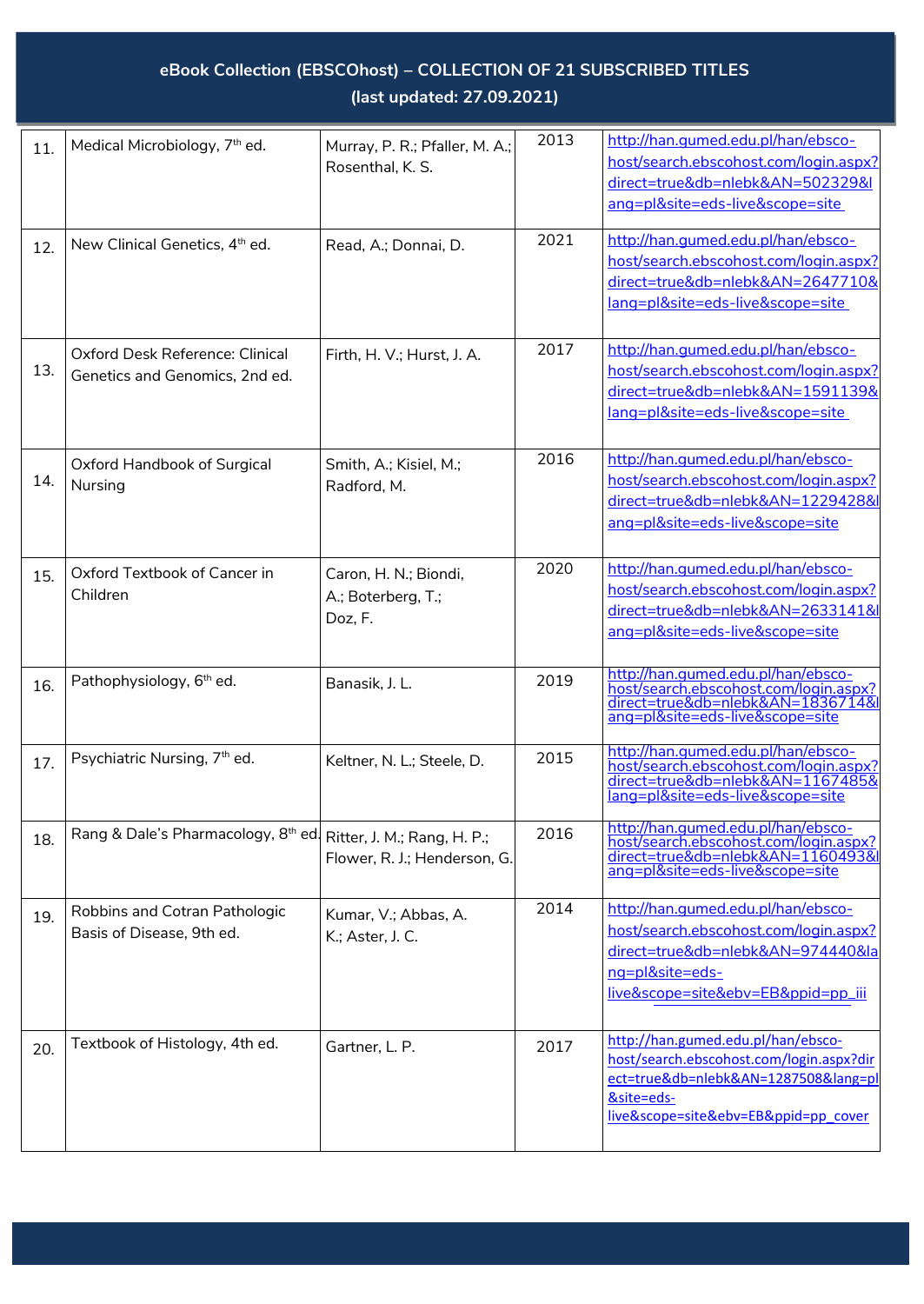# eBook Collection (EBSCOhost) – COLLECTION OF 21 SUBSCRIBED TITLES

**(last updated: 27.09.2021)**

| | | | | |
|---|---|---|---|---|
| 11. | Medical Microbiology, 7th ed. | Murray, P. R.; Pfaller, M. A.; Rosenthal, K. S. | 2013 | http://han.gumed.edu.pl/han/ebsco-host/search.ebscohost.com/login.aspx?direct=true&db=nlebk&AN=502329&lang=pl&site=eds-live&scope=site |
| 12. | New Clinical Genetics, 4th ed. | Read, A.; Donnai, D. | 2021 | http://han.gumed.edu.pl/han/ebsco-host/search.ebscohost.com/login.aspx?direct=true&db=nlebk&AN=2647710&lang=pl&site=eds-live&scope=site |
| 13. | Oxford Desk Reference: Clinical Genetics and Genomics, 2nd ed. | Firth, H. V.; Hurst, J. A. | 2017 | http://han.gumed.edu.pl/han/ebsco-host/search.ebscohost.com/login.aspx?direct=true&db=nlebk&AN=1591139&lang=pl&site=eds-live&scope=site |
| 14. | Oxford Handbook of Surgical Nursing | Smith, A.; Kisiel, M.; Radford, M. | 2016 | http://han.gumed.edu.pl/han/ebsco-host/search.ebscohost.com/login.aspx?direct=true&db=nlebk&AN=1229428&lang=pl&site=eds-live&scope=site |
| 15. | Oxford Textbook of Cancer in Children | Caron, H. N.; Biondi, A.; Boterberg, T.; Doz, F. | 2020 | http://han.gumed.edu.pl/han/ebsco-host/search.ebscohost.com/login.aspx?direct=true&db=nlebk&AN=2633141&lang=pl&site=eds-live&scope=site |
| 16. | Pathophysiology, 6th ed. | Banasik, J. L. | 2019 | http://han.gumed.edu.pl/han/ebsco-host/search.ebscohost.com/login.aspx?direct=true&db=nlebk&AN=1836714&lang=pl&site=eds-live&scope=site |
| 17. | Psychiatric Nursing, 7th ed. | Keltner, N. L.; Steele, D. | 2015 | http://han.gumed.edu.pl/han/ebsco-host/search.ebscohost.com/login.aspx?direct=true&db=nlebk&AN=1167485&lang=pl&site=eds-live&scope=site |
| 18. | Rang & Dale's Pharmacology, 8th ed. | Ritter, J. M.; Rang, H. P.; Flower, R. J.; Henderson, G. | 2016 | http://han.gumed.edu.pl/han/ebsco-host/search.ebscohost.com/login.aspx?direct=true&db=nlebk&AN=1160493&lang=pl&site=eds-live&scope=site |
| 19. | Robbins and Cotran Pathologic Basis of Disease, 9th ed. | Kumar, V.; Abbas, A. K.; Aster, J. C. | 2014 | http://han.gumed.edu.pl/han/ebsco-host/search.ebscohost.com/login.aspx?direct=true&db=nlebk&AN=974440&lang=pl&site=eds-live&scope=site&ebv=EB&ppid=pp_iii |
| 20. | Textbook of Histology, 4th ed. | Gartner, L. P. | 2017 | http://han.gumed.edu.pl/han/ebsco-host/search.ebscohost.com/login.aspx?direct=true&db=nlebk&AN=1287508&lang=pl&site=eds-live&scope=site&ebv=EB&ppid=pp_cover |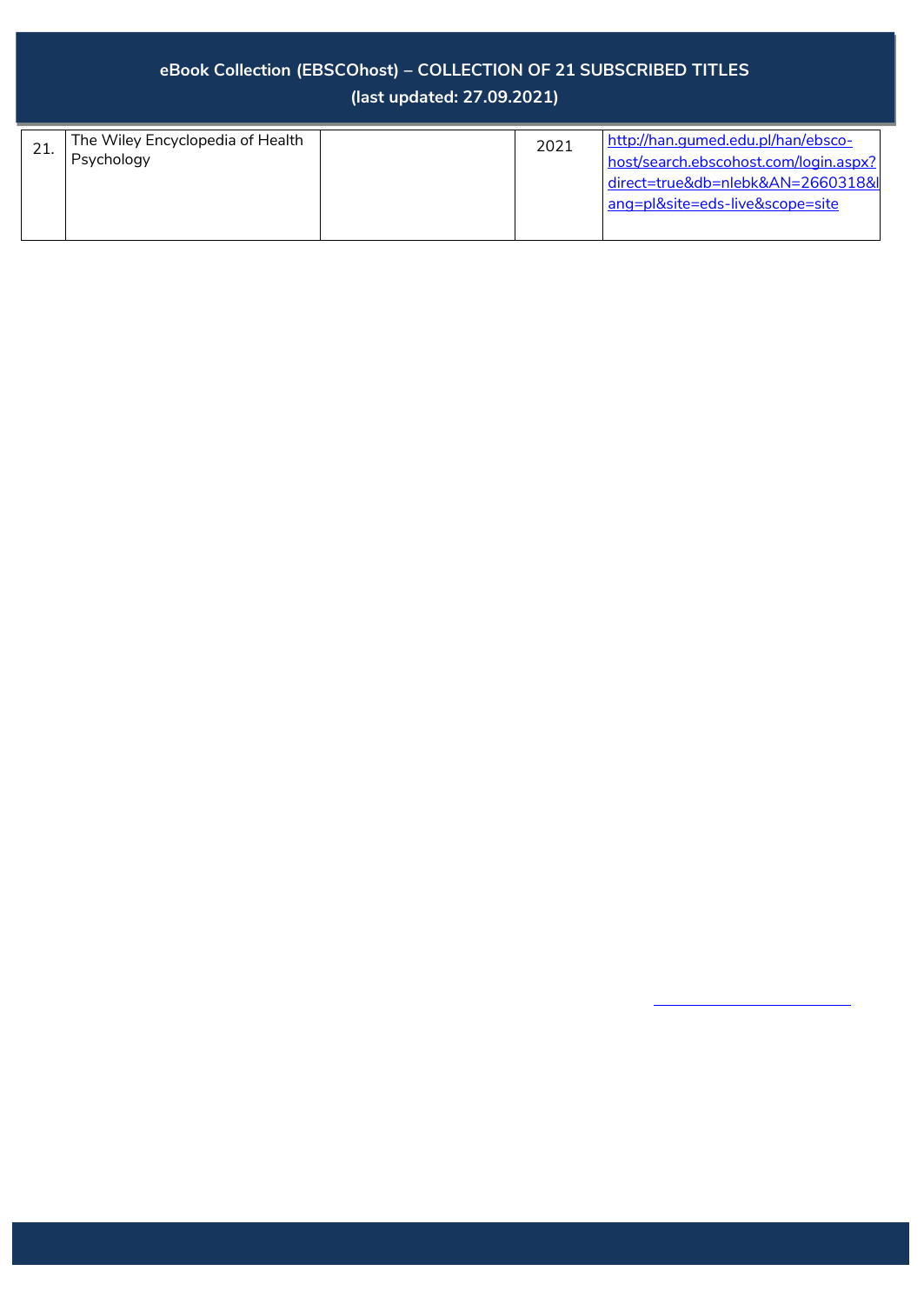| | | | | |
|---|---|---|---|---|
| 21. | The Wiley Encyclopedia of Health Psychology | | 2021 | http://han.gumed.edu.pl/han/ebsco-host/search.ebscohost.com/login.aspx?direct=true&db=nlebk&AN=2660318&lang=pl&site=eds-live&scope=site |